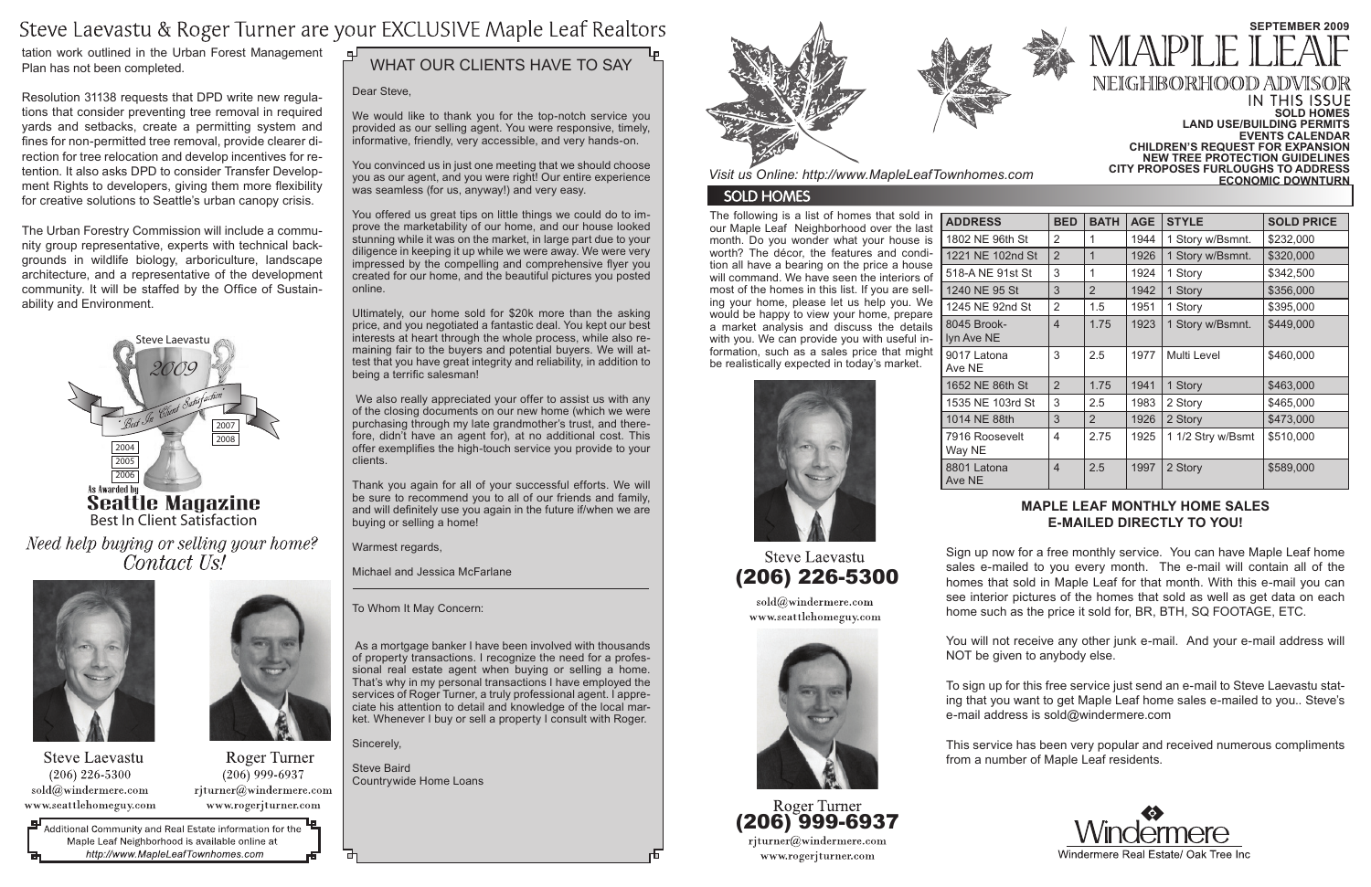# Steve Laevastu & Roger Turner are your EXCLUSIVE Maple Leaf Realtors

tation work outlined in the Urban Forest Management Plan has not been completed.

Resolution 31138 requests that DPD write new regulations that consider preventing tree removal in required yards and setbacks, create a permitting system and fines for non-permitted tree removal, provide clearer direction for tree relocation and develop incentives for retention. It also asks DPD to consider Transfer Development Rights to developers, giving them more flexibility for creative solutions to Seattle's urban canopy crisis.

The Urban Forestry Commission will include a community group representative, experts with technical backgrounds in wildlife biology, arboriculture, landscape architecture, and a representative of the development community. It will be staffed by the Office of Sustainability and Environment.

Steve Laevastu
2009
"Best In Client Satisfaction"
2004 2005 2006 2007 2008
As Awarded by
**Seattle Magazine**
Best In Client Satisfaction

*Need help buying or selling your home? Contact Us!*

Steve Laevastu
(206) 226-5300
sold@windermere.com
www.seattlehomeguy.com

Roger Turner
(206) 999-6937
rjturner@windermere.com
www.rogerjturner.com

Additional Community and Real Estate information for the Maple Leaf Neighborhood is available online at *http://www.MapleLeafTownhomes.com*

## WHAT OUR CLIENTS HAVE TO SAY

Dear Steve,

We would like to thank you for the top-notch service you provided as our selling agent. You were responsive, timely, informative, friendly, very accessible, and very hands-on.

You convinced us in just one meeting that we should choose you as our agent, and you were right! Our entire experience was seamless (for us, anyway!) and very easy.

You offered us great tips on little things we could do to improve the marketability of our home, and our house looked stunning while it was on the market, in large part due to your diligence in keeping it up while we were away. We were very impressed by the compelling and comprehensive flyer you created for our home, and the beautiful pictures you posted online.

Ultimately, our home sold for $20k more than the asking price, and you negotiated a fantastic deal. You kept our best interests at heart through the whole process, while also remaining fair to the buyers and potential buyers. We will attest that you have great integrity and reliability, in addition to being a terrific salesman!

We also really appreciated your offer to assist us with any of the closing documents on our new home (which we were purchasing through my late grandmother's trust, and therefore, didn't have an agent for), at no additional cost. This offer exemplifies the high-touch service you provide to your clients.

Thank you again for all of your successful efforts. We will be sure to recommend you to all of our friends and family, and will definitely use you again in the future if/when we are buying or selling a home!

Warmest regards,

Michael and Jessica McFarlane

To Whom It May Concern:

As a mortgage banker I have been involved with thousands of property transactions. I recognize the need for a professional real estate agent when buying or selling a home. That's why in my personal transactions I have employed the services of Roger Turner, a truly professional agent. I appreciate his attention to detail and knowledge of the local market. Whenever I buy or sell a property I consult with Roger.

Sincerely,

Steve Baird
Countrywide Home Loans

# MAPLE LEAF NEIGHBORHOOD ADVISOR

**SEPTEMBER 2009**

IN THIS ISSUE
**SOLD HOMES**
**LAND USE/BUILDING PERMITS**
**EVENTS CALENDAR**
**CHILDREN'S REQUEST FOR EXPANSION**
**NEW TREE PROTECTION GUIDELINES**
**CITY PROPOSES FURLOUGHS TO ADDRESS ECONOMIC DOWNTURN**

*Visit us Online: http://www.MapleLeafTownhomes.com*

## SOLD HOMES

The following is a list of homes that sold in our Maple Leaf Neighborhood over the last month. Do you wonder what your house is worth? The décor, the features and condition all have a bearing on the price a house will command. We have seen the interiors of most of the homes in this list. If you are selling your home, please let us help you. We would be happy to view your home, prepare a market analysis and discuss the details with you. We can provide you with useful information, such as a sales price that might be realistically expected in today's market.

| ADDRESS | BED | BATH | AGE | STYLE | SOLD PRICE |
|---|---|---|---|---|---|
| 1802 NE 96th St | 2 | 1 | 1944 | 1 Story w/Bsmnt. | $232,000 |
| 1221 NE 102nd St | 2 | 1 | 1926 | 1 Story w/Bsmnt. | $320,000 |
| 518-A NE 91st St | 3 | 1 | 1924 | 1 Story | $342,500 |
| 1240 NE 95 St | 3 | 2 | 1942 | 1 Story | $356,000 |
| 1245 NE 92nd St | 2 | 1.5 | 1951 | 1 Story | $395,000 |
| 8045 Brooklyn Ave NE | 4 | 1.75 | 1923 | 1 Story w/Bsmnt. | $449,000 |
| 9017 Latona Ave NE | 3 | 2.5 | 1977 | Multi Level | $460,000 |
| 1652 NE 86th St | 2 | 1.75 | 1941 | 1 Story | $463,000 |
| 1535 NE 103rd St | 3 | 2.5 | 1983 | 2 Story | $465,000 |
| 1014 NE 88th | 3 | 2 | 1926 | 2 Story | $473,000 |
| 7916 Roosevelt Way NE | 4 | 2.75 | 1925 | 1 1/2 Stry w/Bsmt | $510,000 |
| 8801 Latona Ave NE | 4 | 2.5 | 1997 | 2 Story | $589,000 |

Steve Laevastu
**(206) 226-5300**
sold@windermere.com
www.seattlehomeguy.com

Roger Turner
**(206) 999-6937**
rjturner@windermere.com
www.rogerjturner.com

### MAPLE LEAF MONTHLY HOME SALES E-MAILED DIRECTLY TO YOU!

Sign up now for a free monthly service. You can have Maple Leaf home sales e-mailed to you every month. The e-mail will contain all of the homes that sold in Maple Leaf for that month. With this e-mail you can see interior pictures of the homes that sold as well as get data on each home such as the price it sold for, BR, BTH, SQ FOOTAGE, ETC.

You will not receive any other junk e-mail. And your e-mail address will NOT be given to anybody else.

To sign up for this free service just send an e-mail to Steve Laevastu stating that you want to get Maple Leaf home sales e-mailed to you.. Steve's e-mail address is sold@windermere.com

This service has been very popular and received numerous compliments from a number of Maple Leaf residents.

Windermere
Windermere Real Estate/ Oak Tree Inc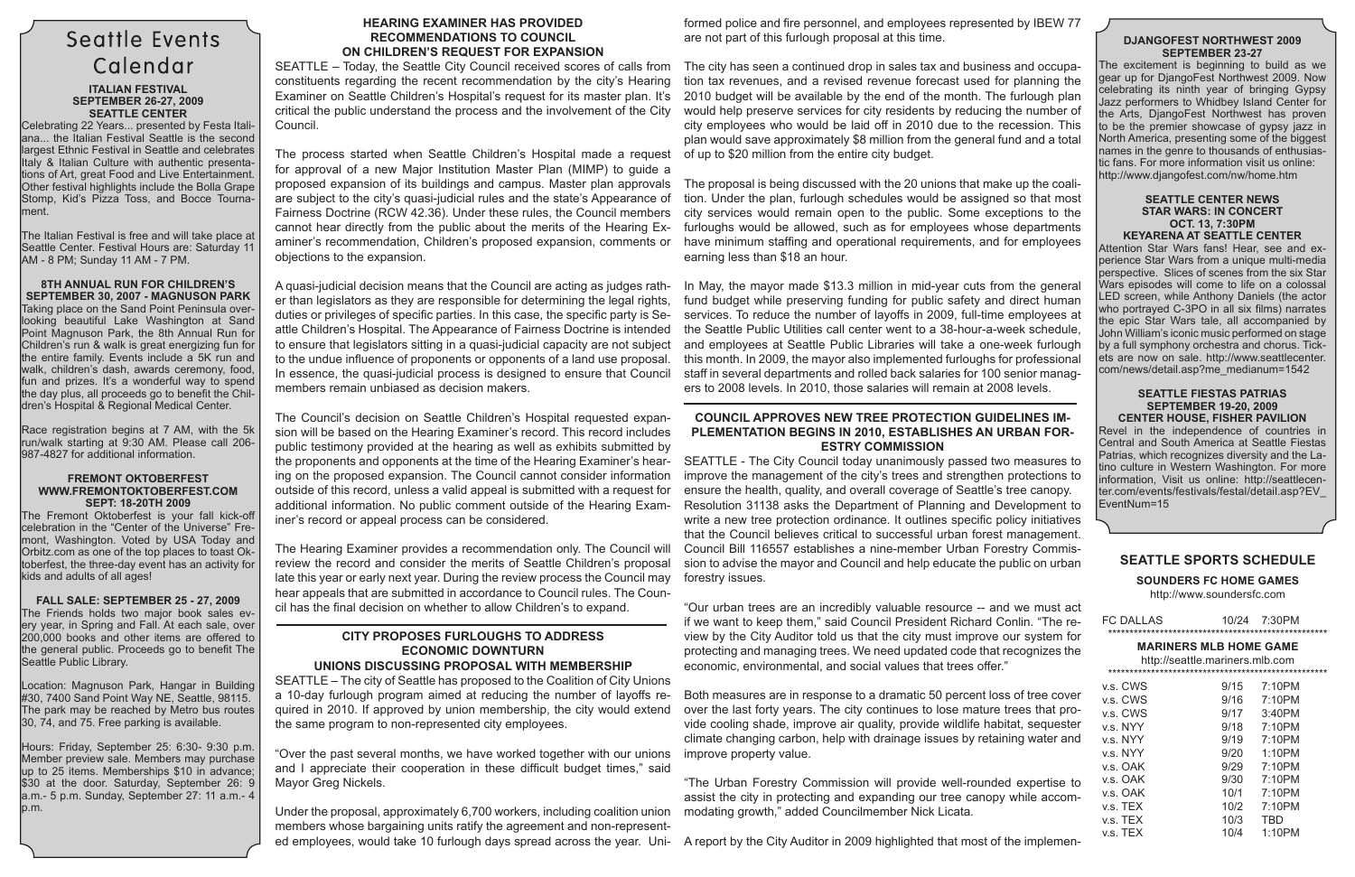# Seattle Events Calendar

### ITALIAN FESTIVAL
### SEPTEMBER 26-27, 2009
### SEATTLE CENTER

Celebrating 22 Years... presented by Festa Italiana... the Italian Festival Seattle is the second largest Ethnic Festival in Seattle and celebrates Italy & Italian Culture with authentic presentations of Art, great Food and Live Entertainment. Other festival highlights include the Bolla Grape Stomp, Kid's Pizza Toss, and Bocce Tournament.

The Italian Festival is free and will take place at Seattle Center. Festival Hours are: Saturday 11 AM - 8 PM; Sunday 11 AM - 7 PM.

### 8TH ANNUAL RUN FOR CHILDREN'S
### SEPTEMBER 30, 2007 - MAGNUSON PARK

Taking place on the Sand Point Peninsula overlooking beautiful Lake Washington at Sand Point Magnuson Park, the 8th Annual Run for Children's run & walk is great energizing fun for the entire family. Events include a 5K run and walk, children's dash, awards ceremony, food, fun and prizes. It's a wonderful way to spend the day plus, all proceeds go to benefit the Children's Hospital & Regional Medical Center.

Race registration begins at 7 AM, with the 5k run/walk starting at 9:30 AM. Please call 206-987-4827 for additional information.

### FREMONT OKTOBERFEST
### WWW.FREMONTOKTOBERFEST.COM
### SEPT: 18-20TH 2009

The Fremont Oktoberfest is your fall kick-off celebration in the "Center of the Universe" Fremont, Washington. Voted by USA Today and Orbitz.com as one of the top places to toast Oktoberfest, the three-day event has an activity for kids and adults of all ages!

### FALL SALE: SEPTEMBER 25 - 27, 2009

The Friends holds two major book sales every year, in Spring and Fall. At each sale, over 200,000 books and other items are offered to the general public. Proceeds go to benefit The Seattle Public Library.

Location: Magnuson Park, Hangar in Building #30, 7400 Sand Point Way NE, Seattle, 98115. The park may be reached by Metro bus routes 30, 74, and 75. Free parking is available.

Hours: Friday, September 25: 6:30- 9:30 p.m. Member preview sale. Members may purchase up to 25 items. Memberships $10 in advance; $30 at the door. Saturday, September 26: 9 a.m.- 5 p.m. Sunday, September 27: 11 a.m.- 4 p.m.

## HEARING EXAMINER HAS PROVIDED RECOMMENDATIONS TO COUNCIL ON CHILDREN'S REQUEST FOR EXPANSION

SEATTLE – Today, the Seattle City Council received scores of calls from constituents regarding the recent recommendation by the city's Hearing Examiner on Seattle Children's Hospital's request for its master plan. It's critical the public understand the process and the involvement of the City Council.

The process started when Seattle Children's Hospital made a request for approval of a new Major Institution Master Plan (MIMP) to guide a proposed expansion of its buildings and campus. Master plan approvals are subject to the city's quasi-judicial rules and the state's Appearance of Fairness Doctrine (RCW 42.36). Under these rules, the Council members cannot hear directly from the public about the merits of the Hearing Examiner's recommendation, Children's proposed expansion, comments or objections to the expansion.

A quasi-judicial decision means that the Council are acting as judges rather than legislators as they are responsible for determining the legal rights, duties or privileges of specific parties. In this case, the specific party is Seattle Children's Hospital. The Appearance of Fairness Doctrine is intended to ensure that legislators sitting in a quasi-judicial capacity are not subject to the undue influence of proponents or opponents of a land use proposal. In essence, the quasi-judicial process is designed to ensure that Council members remain unbiased as decision makers.

The Council's decision on Seattle Children's Hospital requested expansion will be based on the Hearing Examiner's record. This record includes public testimony provided at the hearing as well as exhibits submitted by the proponents and opponents at the time of the Hearing Examiner's hearing on the proposed expansion. The Council cannot consider information outside of this record, unless a valid appeal is submitted with a request for additional information. No public comment outside of the Hearing Examiner's record or appeal process can be considered.

The Hearing Examiner provides a recommendation only. The Council will review the record and consider the merits of Seattle Children's proposal late this year or early next year. During the review process the Council may hear appeals that are submitted in accordance to Council rules. The Council has the final decision on whether to allow Children's to expand.

## CITY PROPOSES FURLOUGHS TO ADDRESS ECONOMIC DOWNTURN
### UNIONS DISCUSSING PROPOSAL WITH MEMBERSHIP

SEATTLE – The city of Seattle has proposed to the Coalition of City Unions a 10-day furlough program aimed at reducing the number of layoffs required in 2010. If approved by union membership, the city would extend the same program to non-represented city employees.

"Over the past several months, we have worked together with our unions and I appreciate their cooperation in these difficult budget times," said Mayor Greg Nickels.

Under the proposal, approximately 6,700 workers, including coalition union members whose bargaining units ratify the agreement and non-represented employees, would take 10 furlough days spread across the year. Uniformed police and fire personnel, and employees represented by IBEW 77 are not part of this furlough proposal at this time.

The city has seen a continued drop in sales tax and business and occupation tax revenues, and a revised revenue forecast used for planning the 2010 budget will be available by the end of the month. The furlough plan would help preserve services for city residents by reducing the number of city employees who would be laid off in 2010 due to the recession. This plan would save approximately $8 million from the general fund and a total of up to $20 million from the entire city budget.

The proposal is being discussed with the 20 unions that make up the coalition. Under the plan, furlough schedules would be assigned so that most city services would remain open to the public. Some exceptions to the furloughs would be allowed, such as for employees whose departments have minimum staffing and operational requirements, and for employees earning less than $18 an hour.

In May, the mayor made $13.3 million in mid-year cuts from the general fund budget while preserving funding for public safety and direct human services. To reduce the number of layoffs in 2009, full-time employees at the Seattle Public Utilities call center went to a 38-hour-a-week schedule, and employees at Seattle Public Libraries will take a one-week furlough this month. In 2009, the mayor also implemented furloughs for professional staff in several departments and rolled back salaries for 100 senior managers to 2008 levels. In 2010, those salaries will remain at 2008 levels.

## COUNCIL APPROVES NEW TREE PROTECTION GUIDELINES IMPLEMENTATION BEGINS IN 2010, ESTABLISHES AN URBAN FORESTRY COMMISSION

SEATTLE - The City Council today unanimously passed two measures to improve the management of the city's trees and strengthen protections to ensure the health, quality, and overall coverage of Seattle's tree canopy. Resolution 31138 asks the Department of Planning and Development to write a new tree protection ordinance. It outlines specific policy initiatives that the Council believes critical to successful urban forest management. Council Bill 116557 establishes a nine-member Urban Forestry Commission to advise the mayor and Council and help educate the public on urban forestry issues.

"Our urban trees are an incredibly valuable resource -- and we must act if we want to keep them," said Council President Richard Conlin. "The review by the City Auditor told us that the city must improve our system for protecting and managing trees. We need updated code that recognizes the economic, environmental, and social values that trees offer."

Both measures are in response to a dramatic 50 percent loss of tree cover over the last forty years. The city continues to lose mature trees that provide cooling shade, improve air quality, provide wildlife habitat, sequester climate changing carbon, help with drainage issues by retaining water and improve property value.

"The Urban Forestry Commission will provide well-rounded expertise to assist the city in protecting and expanding our tree canopy while accommodating growth," added Councilmember Nick Licata.

A report by the City Auditor in 2009 highlighted that most of the implemen-

### DJANGOFEST NORTHWEST 2009
### SEPTEMBER 23-27

The excitement is beginning to build as we gear up for DjangoFest Northwest 2009. Now celebrating its ninth year of bringing Gypsy Jazz performers to Whidbey Island Center for the Arts, DjangoFest Northwest has proven to be the premier showcase of gypsy jazz in North America, presenting some of the biggest names in the genre to thousands of enthusiastic fans. For more information visit us online: http://www.djangofest.com/nw/home.htm

### SEATTLE CENTER NEWS
### STAR WARS: IN CONCERT
### OCT. 13, 7:30PM
### KEYARENA AT SEATTLE CENTER

Attention Star Wars fans! Hear, see and experience Star Wars from a unique multi-media perspective. Slices of scenes from the six Star Wars episodes will come to life on a colossal LED screen, while Anthony Daniels (the actor who portrayed C-3PO in all six films) narrates the epic Star Wars tale, all accompanied by John William's iconic music performed on stage by a full symphony orchestra and chorus. Tickets are now on sale. http://www.seattlecenter.com/news/detail.asp?me_medianum=1542

### SEATTLE FIESTAS PATRIAS
### SEPTEMBER 19-20, 2009
### CENTER HOUSE, FISHER PAVILION

Revel in the independence of countries in Central and South America at Seattle Fiestas Patrias, which recognizes diversity and the Latino culture in Western Washington. For more information, Visit us online: http://seattlecenter.com/events/festivals/festal/detail.asp?EV_EventNum=15

## SEATTLE SPORTS SCHEDULE

### SOUNDERS FC HOME GAMES
http://www.soundersfc.com

| | | |
|---|---|---|
| FC DALLAS | 10/24 | 7:30PM |

### MARINERS MLB HOME GAME
http://seattle.mariners.mlb.com

| | | |
|---|---|---|
| v.s. CWS | 9/15 | 7:10PM |
| v.s. CWS | 9/16 | 7:10PM |
| v.s. CWS | 9/17 | 3:40PM |
| v.s. NYY | 9/18 | 7:10PM |
| v.s. NYY | 9/19 | 7:10PM |
| v.s. NYY | 9/20 | 1:10PM |
| v.s. OAK | 9/29 | 7:10PM |
| v.s. OAK | 9/30 | 7:10PM |
| v.s. OAK | 10/1 | 7:10PM |
| v.s. TEX | 10/2 | 7:10PM |
| v.s. TEX | 10/3 | TBD |
| v.s. TEX | 10/4 | 1:10PM |